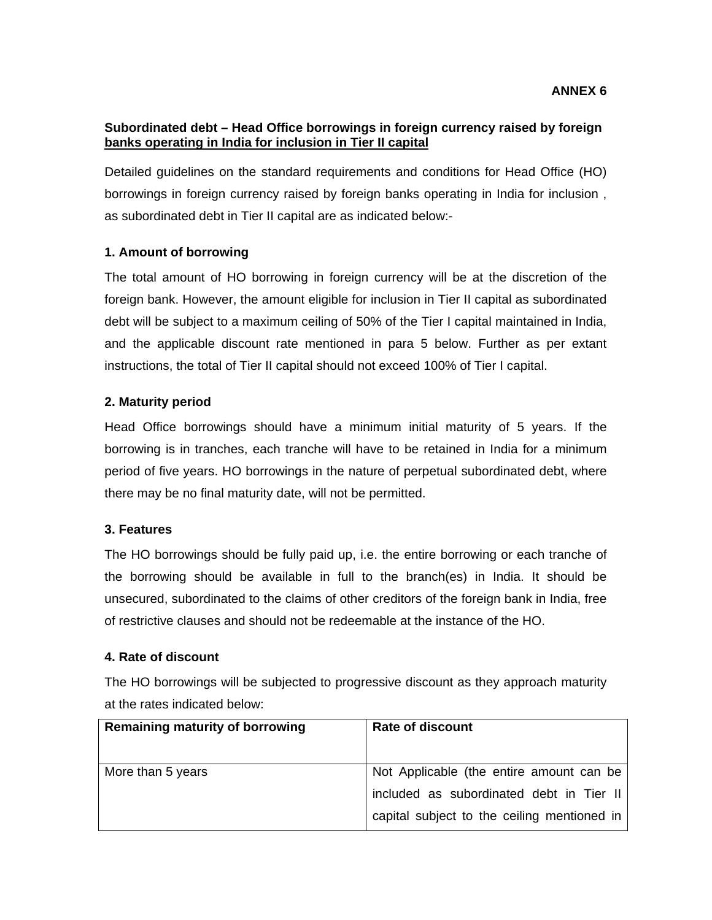**ANNEX 6**

**Subordinated debt – Head Office borrowings in foreign currency raised by foreign banks operating in India for inclusion in Tier II capital**

Detailed guidelines on the standard requirements and conditions for Head Office (HO) borrowings in foreign currency raised by foreign banks operating in India for inclusion , as subordinated debt in Tier II capital are as indicated below:-

**1. Amount of borrowing**

The total amount of HO borrowing in foreign currency will be at the discretion of the foreign bank. However, the amount eligible for inclusion in Tier II capital as subordinated debt will be subject to a maximum ceiling of 50% of the Tier I capital maintained in India, and the applicable discount rate mentioned in para 5 below. Further as per extant instructions, the total of Tier II capital should not exceed 100% of Tier I capital.

**2. Maturity period**

Head Office borrowings should have a minimum initial maturity of 5 years. If the borrowing is in tranches, each tranche will have to be retained in India for a minimum period of five years. HO borrowings in the nature of perpetual subordinated debt, where there may be no final maturity date, will not be permitted.

**3. Features**

The HO borrowings should be fully paid up, i.e. the entire borrowing or each tranche of the borrowing should be available in full to the branch(es) in India. It should be unsecured, subordinated to the claims of other creditors of the foreign bank in India, free of restrictive clauses and should not be redeemable at the instance of the HO.

**4. Rate of discount**

The HO borrowings will be subjected to progressive discount as they approach maturity at the rates indicated below:

| Remaining maturity of borrowing | Rate of discount |
|---|---|
| More than 5 years | Not Applicable (the entire amount can be included as subordinated debt in Tier II capital subject to the ceiling mentioned in |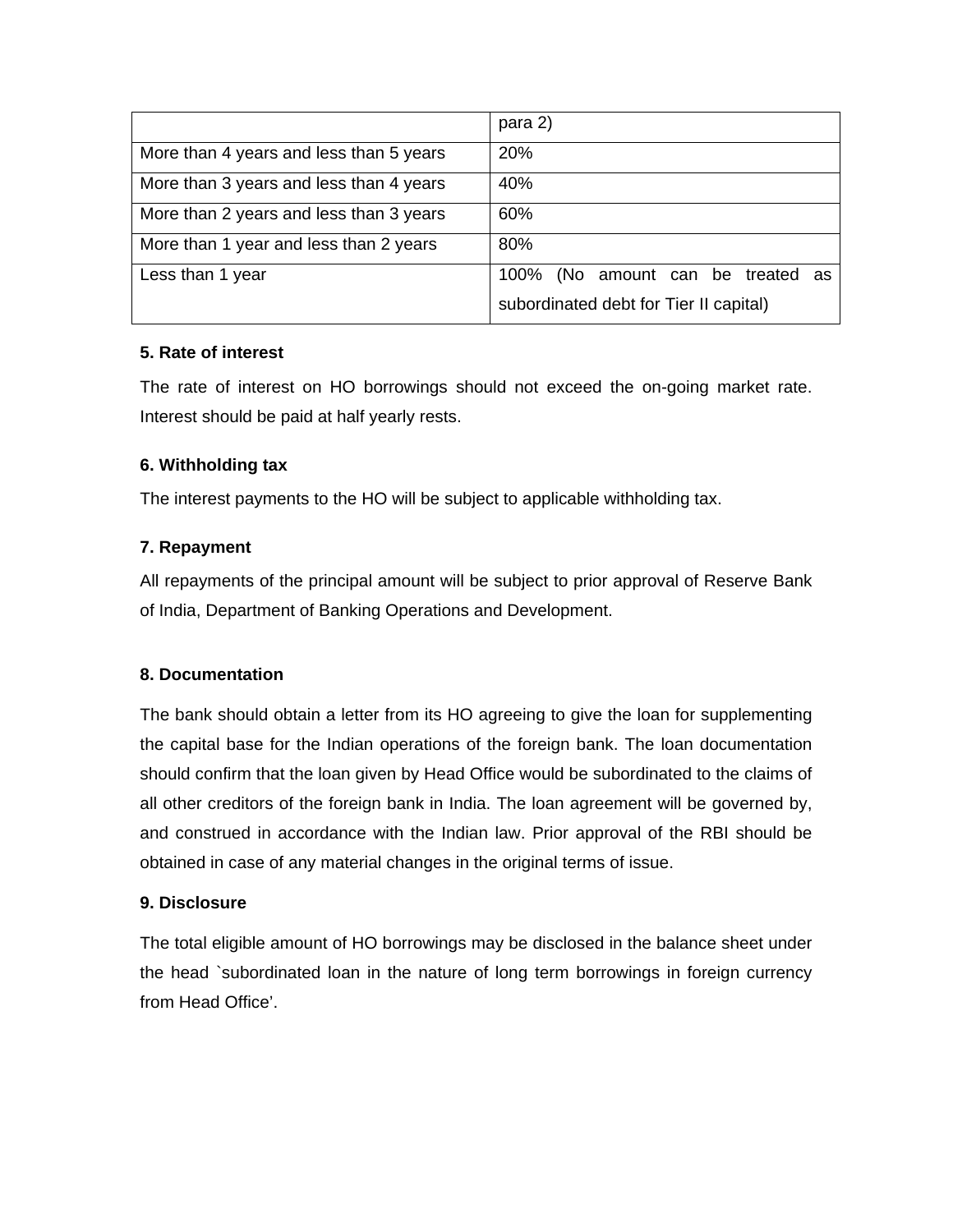| | |
|---|---|
| | para 2) |
| More than 4 years and less than 5 years | 20% |
| More than 3 years and less than 4 years | 40% |
| More than 2 years and less than 3 years | 60% |
| More than 1 year and less than 2 years | 80% |
| Less than 1 year | 100% (No amount can be treated as subordinated debt for Tier II capital) |

**5. Rate of interest**

The rate of interest on HO borrowings should not exceed the on-going market rate. Interest should be paid at half yearly rests.

**6. Withholding tax**

The interest payments to the HO will be subject to applicable withholding tax.

**7. Repayment**

All repayments of the principal amount will be subject to prior approval of Reserve Bank of India, Department of Banking Operations and Development.

**8. Documentation**

The bank should obtain a letter from its HO agreeing to give the loan for supplementing the capital base for the Indian operations of the foreign bank. The loan documentation should confirm that the loan given by Head Office would be subordinated to the claims of all other creditors of the foreign bank in India. The loan agreement will be governed by, and construed in accordance with the Indian law. Prior approval of the RBI should be obtained in case of any material changes in the original terms of issue.

**9. Disclosure**

The total eligible amount of HO borrowings may be disclosed in the balance sheet under the head `subordinated loan in the nature of long term borrowings in foreign currency from Head Office'.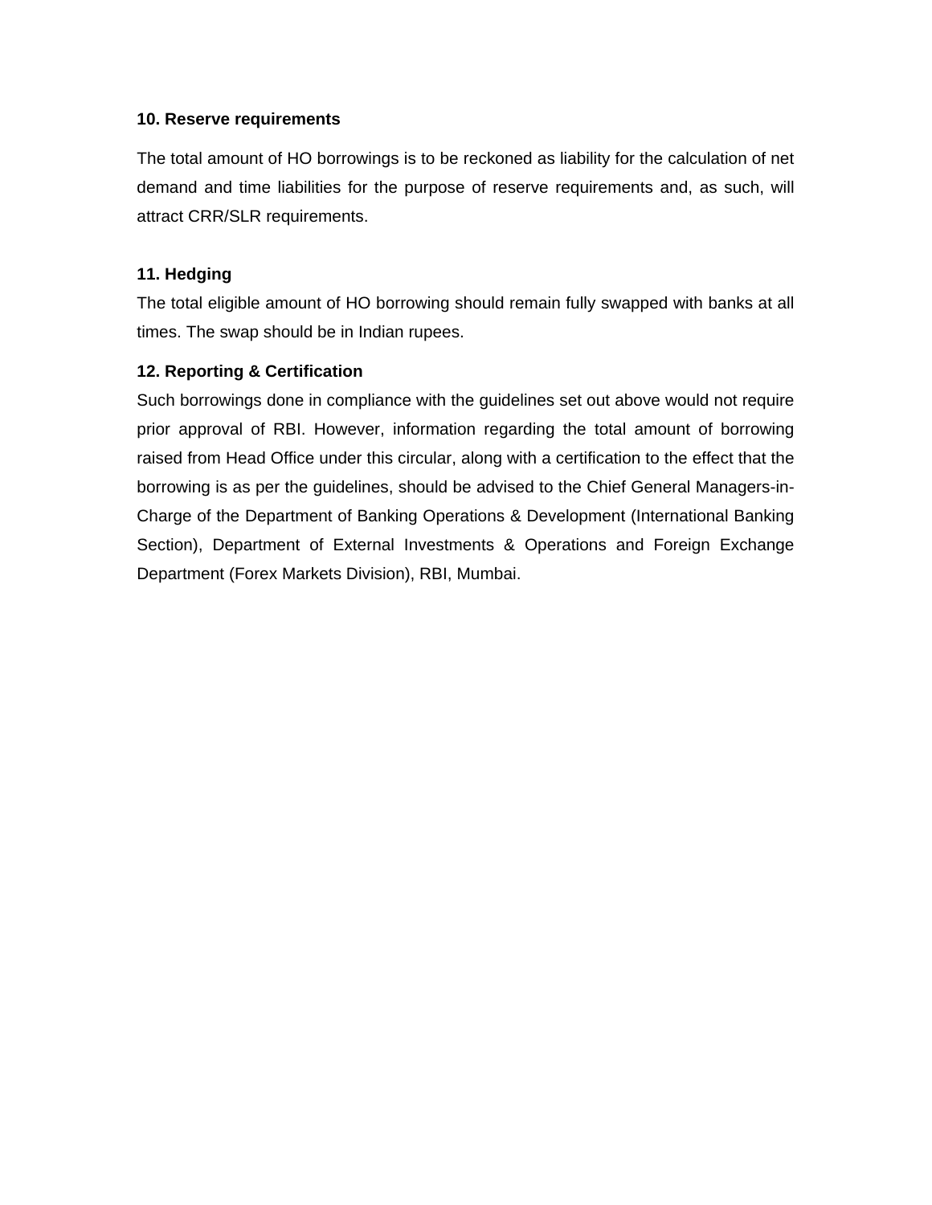**10. Reserve requirements**

The total amount of HO borrowings is to be reckoned as liability for the calculation of net demand and time liabilities for the purpose of reserve requirements and, as such, will attract CRR/SLR requirements.

**11. Hedging**

The total eligible amount of HO borrowing should remain fully swapped with banks at all times. The swap should be in Indian rupees.

**12. Reporting & Certification**

Such borrowings done in compliance with the guidelines set out above would not require prior approval of RBI. However, information regarding the total amount of borrowing raised from Head Office under this circular, along with a certification to the effect that the borrowing is as per the guidelines, should be advised to the Chief General Managers-in-Charge of the Department of Banking Operations & Development (International Banking Section), Department of External Investments & Operations and Foreign Exchange Department (Forex Markets Division), RBI, Mumbai.